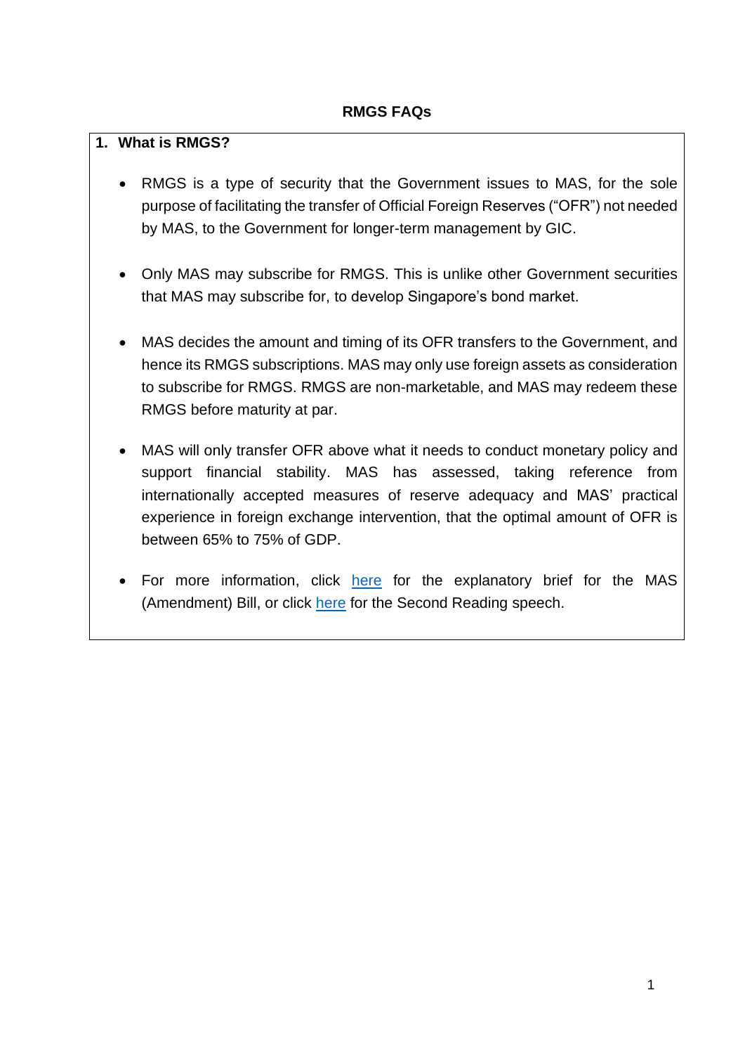# RMGS FAQs

## 1. What is RMGS?

- RMGS is a type of security that the Government issues to MAS, for the sole purpose of facilitating the transfer of Official Foreign Reserves ("OFR") not needed by MAS, to the Government for longer-term management by GIC.

- Only MAS may subscribe for RMGS. This is unlike other Government securities that MAS may subscribe for, to develop Singapore's bond market.

- MAS decides the amount and timing of its OFR transfers to the Government, and hence its RMGS subscriptions. MAS may only use foreign assets as consideration to subscribe for RMGS. RMGS are non-marketable, and MAS may redeem these RMGS before maturity at par.

- MAS will only transfer OFR above what it needs to conduct monetary policy and support financial stability. MAS has assessed, taking reference from internationally accepted measures of reserve adequacy and MAS' practical experience in foreign exchange intervention, that the optimal amount of OFR is between 65% to 75% of GDP.

- For more information, click here for the explanatory brief for the MAS (Amendment) Bill, or click here for the Second Reading speech.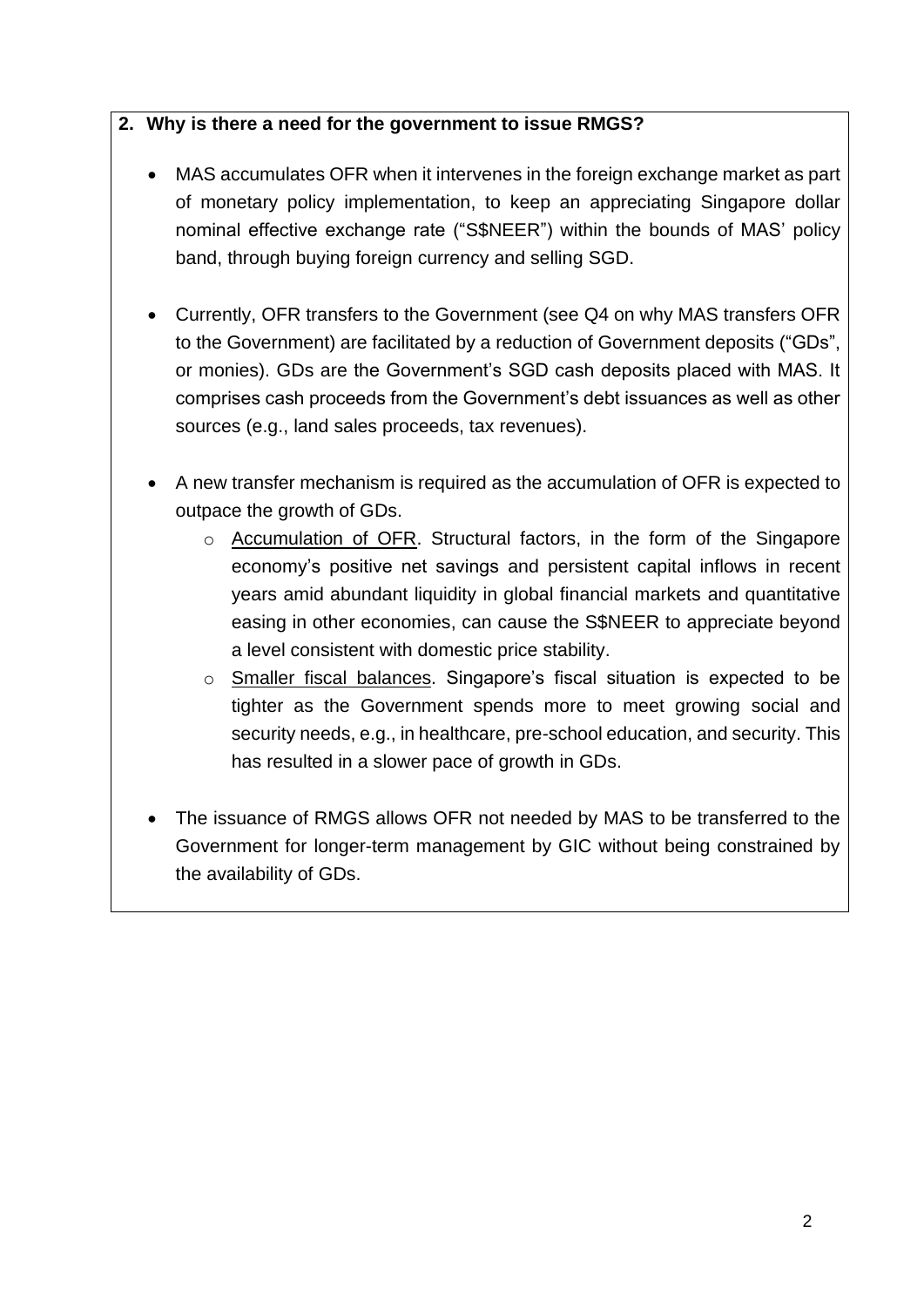## 2. Why is there a need for the government to issue RMGS?

- MAS accumulates OFR when it intervenes in the foreign exchange market as part of monetary policy implementation, to keep an appreciating Singapore dollar nominal effective exchange rate ("S$NEER") within the bounds of MAS' policy band, through buying foreign currency and selling SGD.

- Currently, OFR transfers to the Government (see Q4 on why MAS transfers OFR to the Government) are facilitated by a reduction of Government deposits ("GDs", or monies). GDs are the Government's SGD cash deposits placed with MAS. It comprises cash proceeds from the Government's debt issuances as well as other sources (e.g., land sales proceeds, tax revenues).

- A new transfer mechanism is required as the accumulation of OFR is expected to outpace the growth of GDs.
  - Accumulation of OFR. Structural factors, in the form of the Singapore economy's positive net savings and persistent capital inflows in recent years amid abundant liquidity in global financial markets and quantitative easing in other economies, can cause the S$NEER to appreciate beyond a level consistent with domestic price stability.
  - Smaller fiscal balances. Singapore's fiscal situation is expected to be tighter as the Government spends more to meet growing social and security needs, e.g., in healthcare, pre-school education, and security. This has resulted in a slower pace of growth in GDs.

- The issuance of RMGS allows OFR not needed by MAS to be transferred to the Government for longer-term management by GIC without being constrained by the availability of GDs.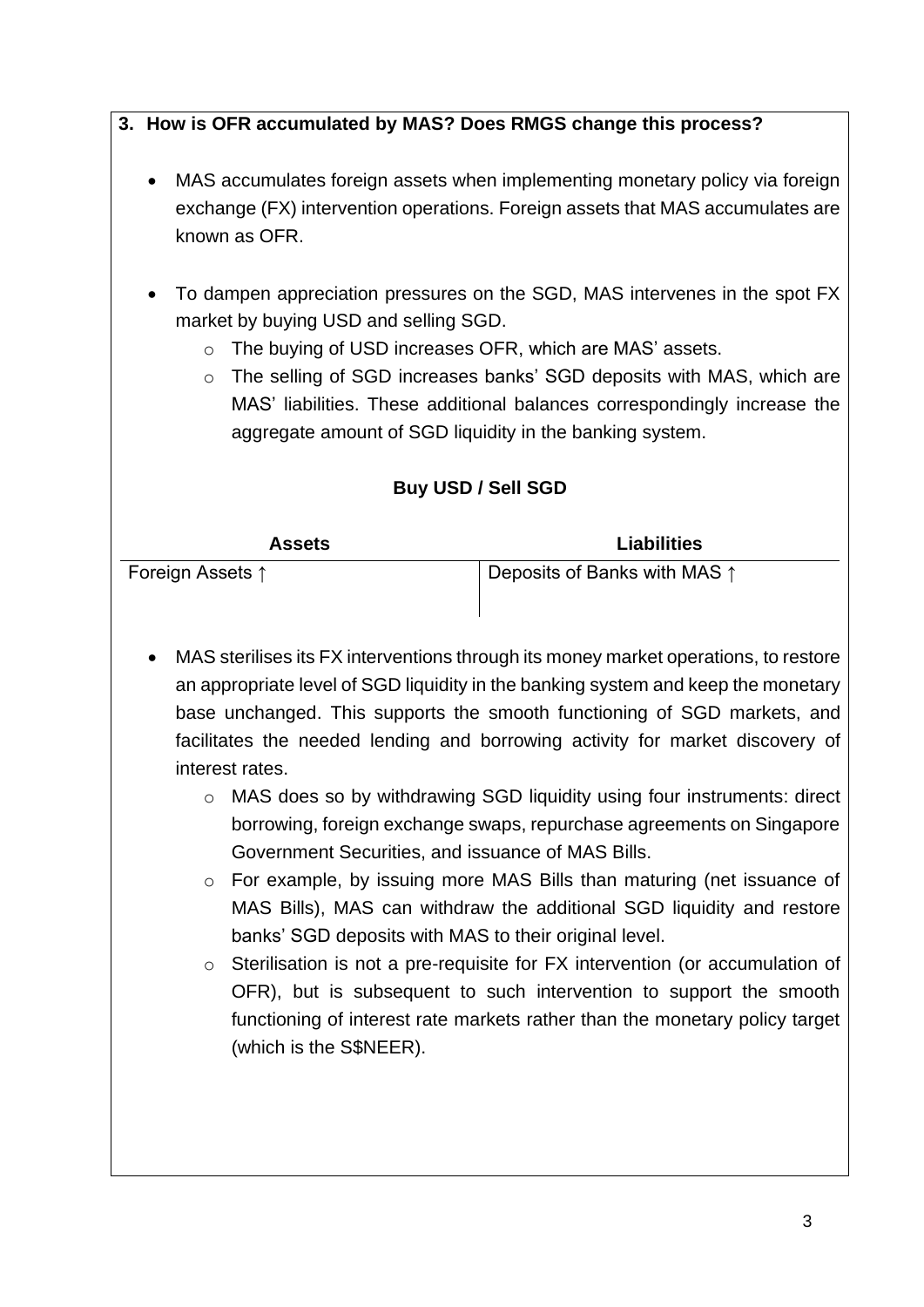**3. How is OFR accumulated by MAS? Does RMGS change this process?**

- MAS accumulates foreign assets when implementing monetary policy via foreign exchange (FX) intervention operations. Foreign assets that MAS accumulates are known as OFR.

- To dampen appreciation pressures on the SGD, MAS intervenes in the spot FX market by buying USD and selling SGD.
  - The buying of USD increases OFR, which are MAS' assets.
  - The selling of SGD increases banks' SGD deposits with MAS, which are MAS' liabilities. These additional balances correspondingly increase the aggregate amount of SGD liquidity in the banking system.

**Buy USD / Sell SGD**

| Assets | Liabilities |
|---|---|
| Foreign Assets ↑ | Deposits of Banks with MAS ↑ |

- MAS sterilises its FX interventions through its money market operations, to restore an appropriate level of SGD liquidity in the banking system and keep the monetary base unchanged. This supports the smooth functioning of SGD markets, and facilitates the needed lending and borrowing activity for market discovery of interest rates.
  - MAS does so by withdrawing SGD liquidity using four instruments: direct borrowing, foreign exchange swaps, repurchase agreements on Singapore Government Securities, and issuance of MAS Bills.
  - For example, by issuing more MAS Bills than maturing (net issuance of MAS Bills), MAS can withdraw the additional SGD liquidity and restore banks' SGD deposits with MAS to their original level.
  - Sterilisation is not a pre-requisite for FX intervention (or accumulation of OFR), but is subsequent to such intervention to support the smooth functioning of interest rate markets rather than the monetary policy target (which is the S$NEER).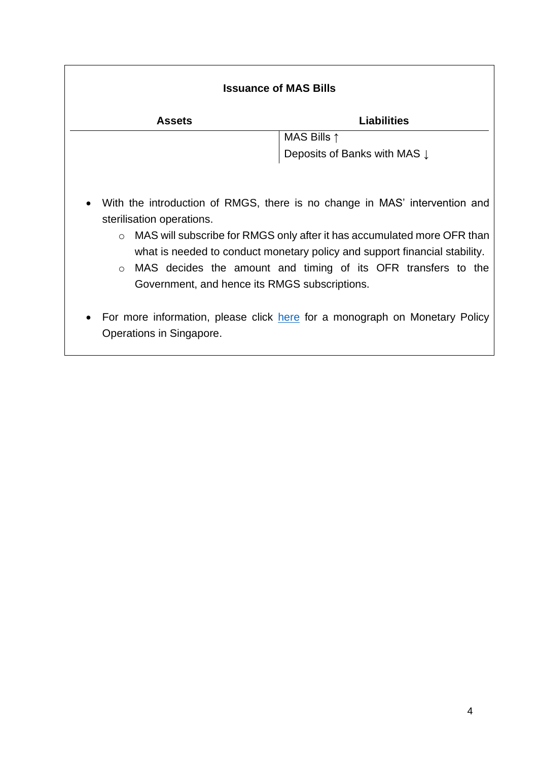**Issuance of MAS Bills**

| Assets | Liabilities |
| --- | --- |
| | MAS Bills ↑ |
| | Deposits of Banks with MAS ↓ |

- With the introduction of RMGS, there is no change in MAS' intervention and sterilisation operations.
  - MAS will subscribe for RMGS only after it has accumulated more OFR than what is needed to conduct monetary policy and support financial stability.
  - MAS decides the amount and timing of its OFR transfers to the Government, and hence its RMGS subscriptions.

- For more information, please click here for a monograph on Monetary Policy Operations in Singapore.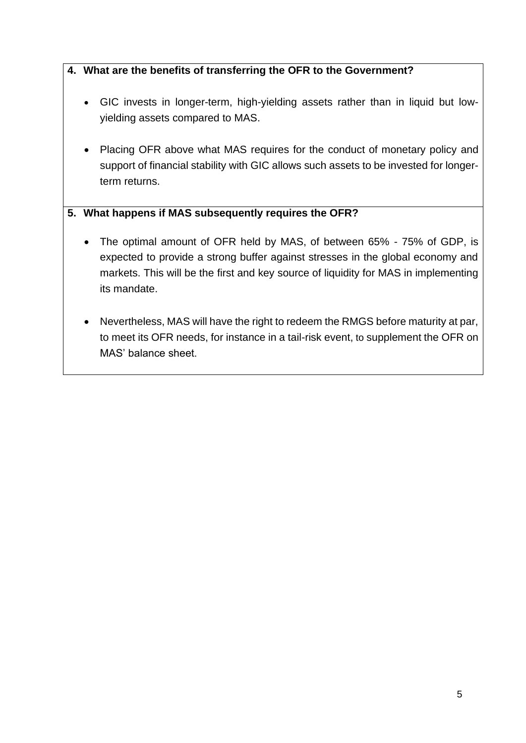**4. What are the benefits of transferring the OFR to the Government?**

- GIC invests in longer-term, high-yielding assets rather than in liquid but low-yielding assets compared to MAS.
- Placing OFR above what MAS requires for the conduct of monetary policy and support of financial stability with GIC allows such assets to be invested for longer-term returns.

**5. What happens if MAS subsequently requires the OFR?**

- The optimal amount of OFR held by MAS, of between 65% - 75% of GDP, is expected to provide a strong buffer against stresses in the global economy and markets. This will be the first and key source of liquidity for MAS in implementing its mandate.
- Nevertheless, MAS will have the right to redeem the RMGS before maturity at par, to meet its OFR needs, for instance in a tail-risk event, to supplement the OFR on MAS' balance sheet.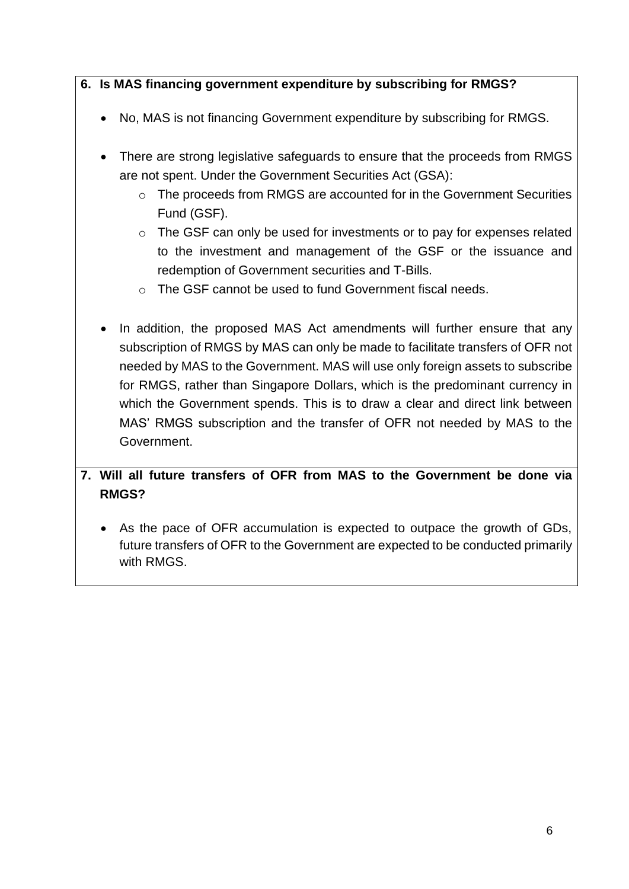**6. Is MAS financing government expenditure by subscribing for RMGS?**

- No, MAS is not financing Government expenditure by subscribing for RMGS.

- There are strong legislative safeguards to ensure that the proceeds from RMGS are not spent. Under the Government Securities Act (GSA):
    - The proceeds from RMGS are accounted for in the Government Securities Fund (GSF).
    - The GSF can only be used for investments or to pay for expenses related to the investment and management of the GSF or the issuance and redemption of Government securities and T-Bills.
    - The GSF cannot be used to fund Government fiscal needs.

- In addition, the proposed MAS Act amendments will further ensure that any subscription of RMGS by MAS can only be made to facilitate transfers of OFR not needed by MAS to the Government. MAS will use only foreign assets to subscribe for RMGS, rather than Singapore Dollars, which is the predominant currency in which the Government spends. This is to draw a clear and direct link between MAS' RMGS subscription and the transfer of OFR not needed by MAS to the Government.

**7. Will all future transfers of OFR from MAS to the Government be done via RMGS?**

- As the pace of OFR accumulation is expected to outpace the growth of GDs, future transfers of OFR to the Government are expected to be conducted primarily with RMGS.